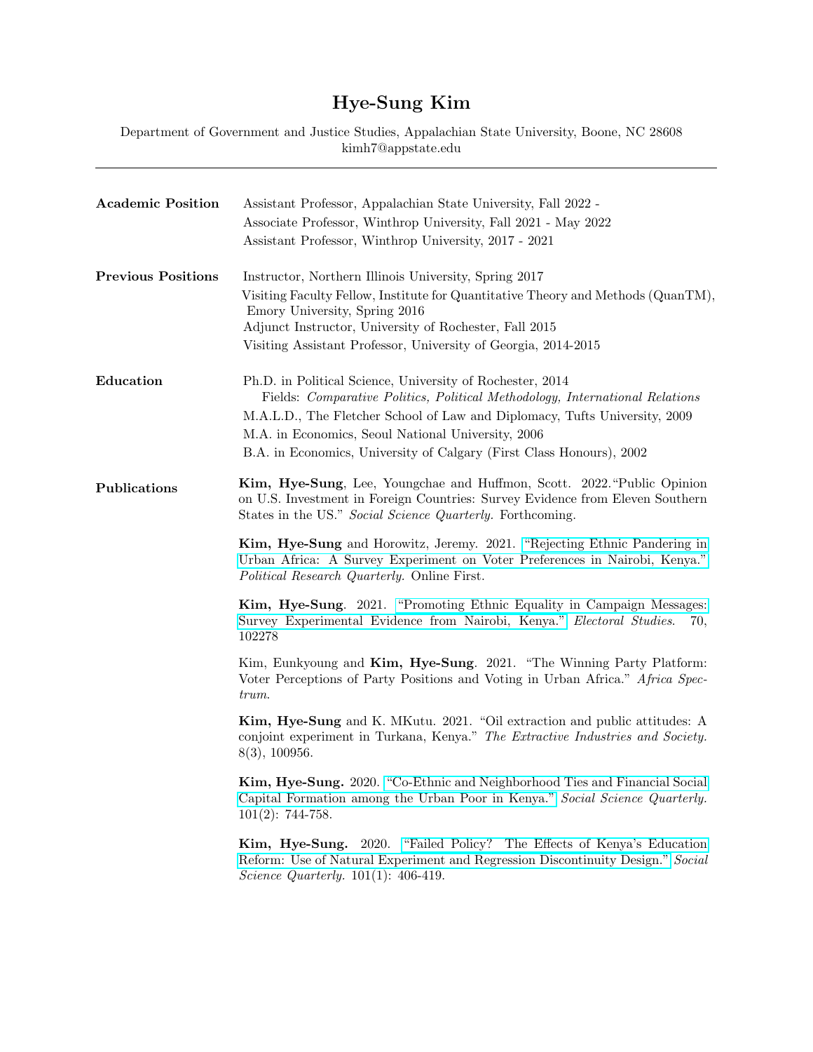# Hye-Sung Kim

Department of Government and Justice Studies, Appalachian State University, Boone, NC 28608
kimh7@appstate.edu

---

## Academic Position

Assistant Professor, Appalachian State University, Fall 2022 -
Associate Professor, Winthrop University, Fall 2021 - May 2022
Assistant Professor, Winthrop University, 2017 - 2021

## Previous Positions

Instructor, Northern Illinois University, Spring 2017
Visiting Faculty Fellow, Institute for Quantitative Theory and Methods (QuanTM), Emory University, Spring 2016
Adjunct Instructor, University of Rochester, Fall 2015
Visiting Assistant Professor, University of Georgia, 2014-2015

## Education

Ph.D. in Political Science, University of Rochester, 2014
Fields: *Comparative Politics, Political Methodology, International Relations*
M.A.L.D., The Fletcher School of Law and Diplomacy, Tufts University, 2009
M.A. in Economics, Seoul National University, 2006
B.A. in Economics, University of Calgary (First Class Honours), 2002

## Publications

**Kim, Hye-Sung**, Lee, Youngchae and Huffmon, Scott. 2022."Public Opinion on U.S. Investment in Foreign Countries: Survey Evidence from Eleven Southern States in the US." *Social Science Quarterly.* Forthcoming.

**Kim, Hye-Sung** and Horowitz, Jeremy. 2021. "Rejecting Ethnic Pandering in Urban Africa: A Survey Experiment on Voter Preferences in Nairobi, Kenya." *Political Research Quarterly.* Online First.

**Kim, Hye-Sung**. 2021. "Promoting Ethnic Equality in Campaign Messages: Survey Experimental Evidence from Nairobi, Kenya." *Electoral Studies.* 70, 102278

Kim, Eunkyoung and **Kim, Hye-Sung**. 2021. "The Winning Party Platform: Voter Perceptions of Party Positions and Voting in Urban Africa." *Africa Spectrum.*

**Kim, Hye-Sung** and K. MKutu. 2021. "Oil extraction and public attitudes: A conjoint experiment in Turkana, Kenya." *The Extractive Industries and Society.* 8(3), 100956.

**Kim, Hye-Sung.** 2020. "Co-Ethnic and Neighborhood Ties and Financial Social Capital Formation among the Urban Poor in Kenya." *Social Science Quarterly.* 101(2): 744-758.

**Kim, Hye-Sung.** 2020. "Failed Policy? The Effects of Kenya's Education Reform: Use of Natural Experiment and Regression Discontinuity Design." *Social Science Quarterly.* 101(1): 406-419.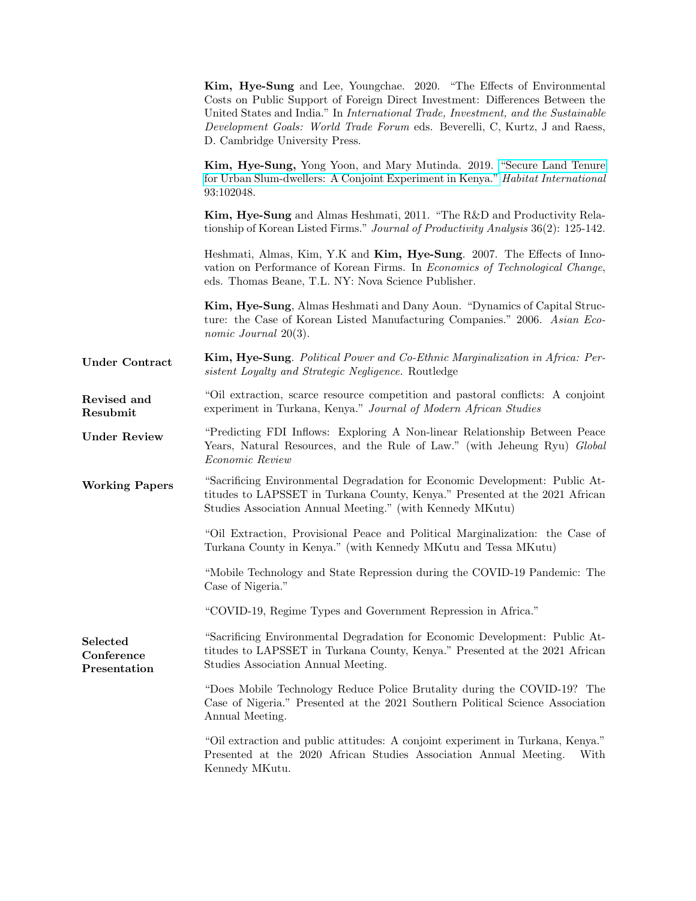**Kim, Hye-Sung** and Lee, Youngchae. 2020. "The Effects of Environmental Costs on Public Support of Foreign Direct Investment: Differences Between the United States and India." In *International Trade, Investment, and the Sustainable Development Goals: World Trade Forum* eds. Beverelli, C, Kurtz, J and Raess, D. Cambridge University Press.

**Kim, Hye-Sung,** Yong Yoon, and Mary Mutinda. 2019. "Secure Land Tenure for Urban Slum-dwellers: A Conjoint Experiment in Kenya." *Habitat International* 93:102048.

**Kim, Hye-Sung** and Almas Heshmati, 2011. "The R&D and Productivity Relationship of Korean Listed Firms." *Journal of Productivity Analysis* 36(2): 125-142.

Heshmati, Almas, Kim, Y.K and **Kim, Hye-Sung**. 2007. The Effects of Innovation on Performance of Korean Firms. In *Economics of Technological Change*, eds. Thomas Beane, T.L. NY: Nova Science Publisher.

**Kim, Hye-Sung**, Almas Heshmati and Dany Aoun. "Dynamics of Capital Structure: the Case of Korean Listed Manufacturing Companies." 2006. *Asian Economic Journal* 20(3).

**Under Contract**

**Kim, Hye-Sung**. *Political Power and Co-Ethnic Marginalization in Africa: Persistent Loyalty and Strategic Negligence.* Routledge

**Revised and Resubmit**

"Oil extraction, scarce resource competition and pastoral conflicts: A conjoint experiment in Turkana, Kenya." *Journal of Modern African Studies*

**Under Review**

"Predicting FDI Inflows: Exploring A Non-linear Relationship Between Peace Years, Natural Resources, and the Rule of Law." (with Jeheung Ryu) *Global Economic Review*

**Working Papers**

"Sacrificing Environmental Degradation for Economic Development: Public Attitudes to LAPSSET in Turkana County, Kenya." Presented at the 2021 African Studies Association Annual Meeting." (with Kennedy MKutu)

"Oil Extraction, Provisional Peace and Political Marginalization: the Case of Turkana County in Kenya." (with Kennedy MKutu and Tessa MKutu)

"Mobile Technology and State Repression during the COVID-19 Pandemic: The Case of Nigeria."

"COVID-19, Regime Types and Government Repression in Africa."

**Selected Conference Presentation**

"Sacrificing Environmental Degradation for Economic Development: Public Attitudes to LAPSSET in Turkana County, Kenya." Presented at the 2021 African Studies Association Annual Meeting.

"Does Mobile Technology Reduce Police Brutality during the COVID-19? The Case of Nigeria." Presented at the 2021 Southern Political Science Association Annual Meeting.

"Oil extraction and public attitudes: A conjoint experiment in Turkana, Kenya." Presented at the 2020 African Studies Association Annual Meeting. With Kennedy MKutu.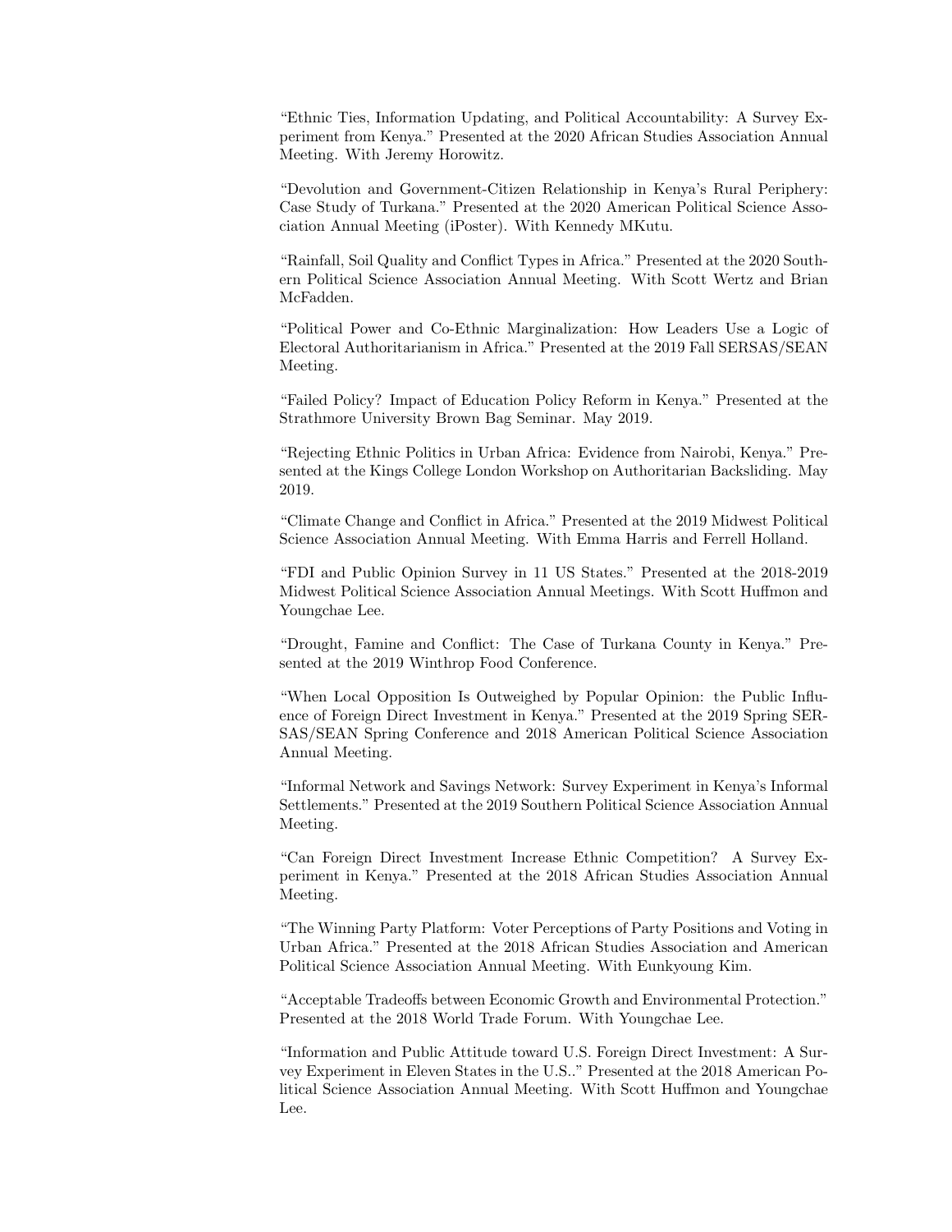“Ethnic Ties, Information Updating, and Political Accountability: A Survey Experiment from Kenya.” Presented at the 2020 African Studies Association Annual Meeting. With Jeremy Horowitz.

“Devolution and Government-Citizen Relationship in Kenya’s Rural Periphery: Case Study of Turkana.” Presented at the 2020 American Political Science Association Annual Meeting (iPoster). With Kennedy MKutu.

“Rainfall, Soil Quality and Conflict Types in Africa.” Presented at the 2020 Southern Political Science Association Annual Meeting. With Scott Wertz and Brian McFadden.

“Political Power and Co-Ethnic Marginalization: How Leaders Use a Logic of Electoral Authoritarianism in Africa.” Presented at the 2019 Fall SERSAS/SEAN Meeting.

“Failed Policy? Impact of Education Policy Reform in Kenya.” Presented at the Strathmore University Brown Bag Seminar. May 2019.

“Rejecting Ethnic Politics in Urban Africa: Evidence from Nairobi, Kenya.” Presented at the Kings College London Workshop on Authoritarian Backsliding. May 2019.

“Climate Change and Conflict in Africa.” Presented at the 2019 Midwest Political Science Association Annual Meeting. With Emma Harris and Ferrell Holland.

“FDI and Public Opinion Survey in 11 US States.” Presented at the 2018-2019 Midwest Political Science Association Annual Meetings. With Scott Huffmon and Youngchae Lee.

“Drought, Famine and Conflict: The Case of Turkana County in Kenya.” Presented at the 2019 Winthrop Food Conference.

“When Local Opposition Is Outweighed by Popular Opinion: the Public Influence of Foreign Direct Investment in Kenya.” Presented at the 2019 Spring SERSAS/SEAN Spring Conference and 2018 American Political Science Association Annual Meeting.

“Informal Network and Savings Network: Survey Experiment in Kenya’s Informal Settlements.” Presented at the 2019 Southern Political Science Association Annual Meeting.

“Can Foreign Direct Investment Increase Ethnic Competition? A Survey Experiment in Kenya.” Presented at the 2018 African Studies Association Annual Meeting.

“The Winning Party Platform: Voter Perceptions of Party Positions and Voting in Urban Africa.” Presented at the 2018 African Studies Association and American Political Science Association Annual Meeting. With Eunkyoung Kim.

“Acceptable Tradeoffs between Economic Growth and Environmental Protection.” Presented at the 2018 World Trade Forum. With Youngchae Lee.

“Information and Public Attitude toward U.S. Foreign Direct Investment: A Survey Experiment in Eleven States in the U.S..” Presented at the 2018 American Political Science Association Annual Meeting. With Scott Huffmon and Youngchae Lee.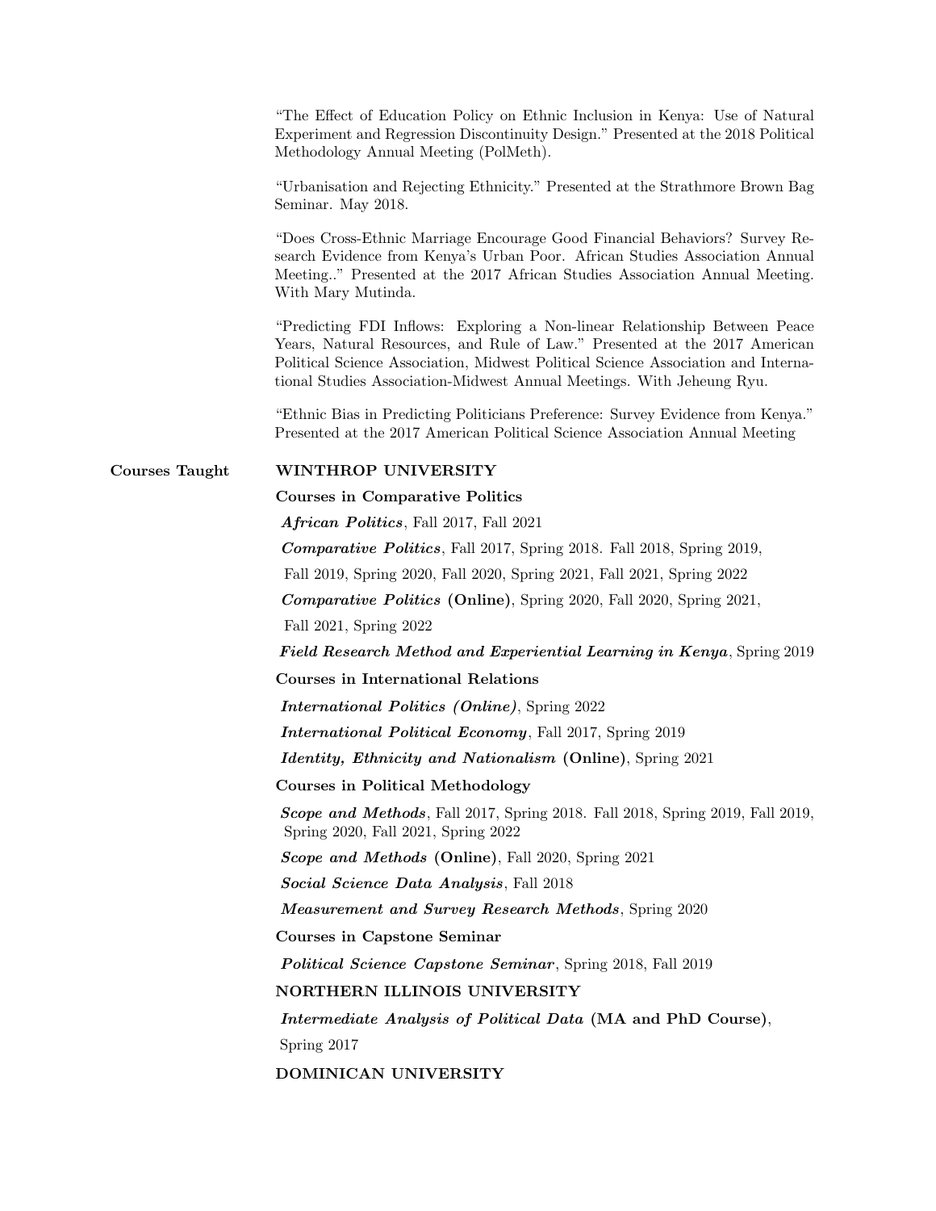"The Effect of Education Policy on Ethnic Inclusion in Kenya: Use of Natural Experiment and Regression Discontinuity Design." Presented at the 2018 Political Methodology Annual Meeting (PolMeth).

"Urbanisation and Rejecting Ethnicity." Presented at the Strathmore Brown Bag Seminar. May 2018.

"Does Cross-Ethnic Marriage Encourage Good Financial Behaviors? Survey Research Evidence from Kenya's Urban Poor. African Studies Association Annual Meeting.." Presented at the 2017 African Studies Association Annual Meeting. With Mary Mutinda.

"Predicting FDI Inflows: Exploring a Non-linear Relationship Between Peace Years, Natural Resources, and Rule of Law." Presented at the 2017 American Political Science Association, Midwest Political Science Association and International Studies Association-Midwest Annual Meetings. With Jeheung Ryu.

"Ethnic Bias in Predicting Politicians Preference: Survey Evidence from Kenya." Presented at the 2017 American Political Science Association Annual Meeting

## Courses Taught

**WINTHROP UNIVERSITY**

**Courses in Comparative Politics**

***African Politics***, Fall 2017, Fall 2021

***Comparative Politics***, Fall 2017, Spring 2018. Fall 2018, Spring 2019, Fall 2019, Spring 2020, Fall 2020, Spring 2021, Fall 2021, Spring 2022

***Comparative Politics* (Online)**, Spring 2020, Fall 2020, Spring 2021, Fall 2021, Spring 2022

***Field Research Method and Experiential Learning in Kenya***, Spring 2019

**Courses in International Relations**

***International Politics (Online)***, Spring 2022

***International Political Economy***, Fall 2017, Spring 2019

***Identity, Ethnicity and Nationalism* (Online)**, Spring 2021

**Courses in Political Methodology**

***Scope and Methods***, Fall 2017, Spring 2018. Fall 2018, Spring 2019, Fall 2019, Spring 2020, Fall 2021, Spring 2022

***Scope and Methods* (Online)**, Fall 2020, Spring 2021

***Social Science Data Analysis***, Fall 2018

***Measurement and Survey Research Methods***, Spring 2020

**Courses in Capstone Seminar**

***Political Science Capstone Seminar***, Spring 2018, Fall 2019

**NORTHERN ILLINOIS UNIVERSITY**

***Intermediate Analysis of Political Data* (MA and PhD Course)**, Spring 2017

**DOMINICAN UNIVERSITY**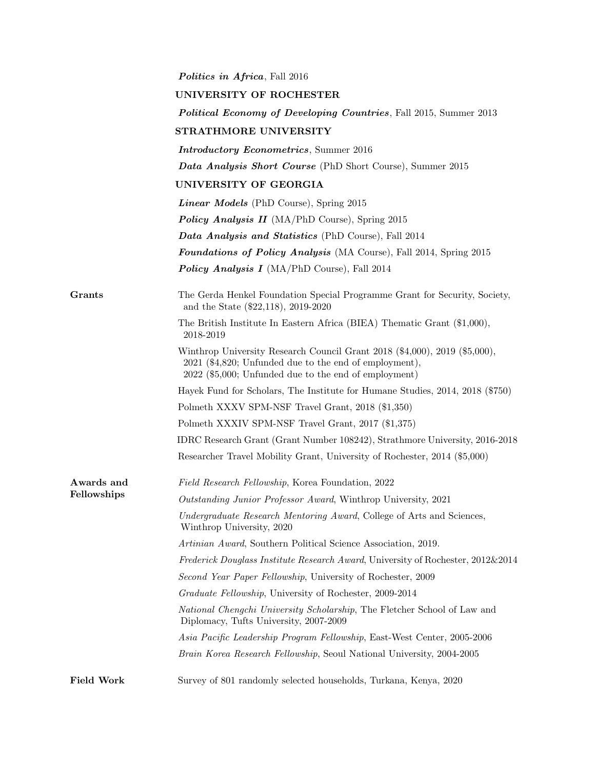***Politics in Africa***, Fall 2016

**UNIVERSITY OF ROCHESTER**

***Political Economy of Developing Countries***, Fall 2015, Summer 2013

**STRATHMORE UNIVERSITY**

***Introductory Econometrics***, Summer 2016

***Data Analysis Short Course*** (PhD Short Course), Summer 2015

**UNIVERSITY OF GEORGIA**

***Linear Models*** (PhD Course), Spring 2015

***Policy Analysis II*** (MA/PhD Course), Spring 2015

***Data Analysis and Statistics*** (PhD Course), Fall 2014

***Foundations of Policy Analysis*** (MA Course), Fall 2014, Spring 2015

***Policy Analysis I*** (MA/PhD Course), Fall 2014

## Grants

The Gerda Henkel Foundation Special Programme Grant for Security, Society, and the State ($22,118), 2019-2020

The British Institute In Eastern Africa (BIEA) Thematic Grant ($1,000), 2018-2019

Winthrop University Research Council Grant 2018 ($4,000), 2019 ($5,000), 2021 ($4,820; Unfunded due to the end of employment), 2022 ($5,000; Unfunded due to the end of employment)

Hayek Fund for Scholars, The Institute for Humane Studies, 2014, 2018 ($750)

Polmeth XXXV SPM-NSF Travel Grant, 2018 ($1,350)

Polmeth XXXIV SPM-NSF Travel Grant, 2017 ($1,375)

IDRC Research Grant (Grant Number 108242), Strathmore University, 2016-2018

Researcher Travel Mobility Grant, University of Rochester, 2014 ($5,000)

## Awards and Fellowships

*Field Research Fellowship*, Korea Foundation, 2022

*Outstanding Junior Professor Award*, Winthrop University, 2021

*Undergraduate Research Mentoring Award*, College of Arts and Sciences, Winthrop University, 2020

*Artinian Award*, Southern Political Science Association, 2019.

*Frederick Douglass Institute Research Award*, University of Rochester, 2012&2014

*Second Year Paper Fellowship*, University of Rochester, 2009

*Graduate Fellowship*, University of Rochester, 2009-2014

*National Chengchi University Scholarship*, The Fletcher School of Law and Diplomacy, Tufts University, 2007-2009

*Asia Pacific Leadership Program Fellowship*, East-West Center, 2005-2006

*Brain Korea Research Fellowship*, Seoul National University, 2004-2005

## Field Work

Survey of 801 randomly selected households, Turkana, Kenya, 2020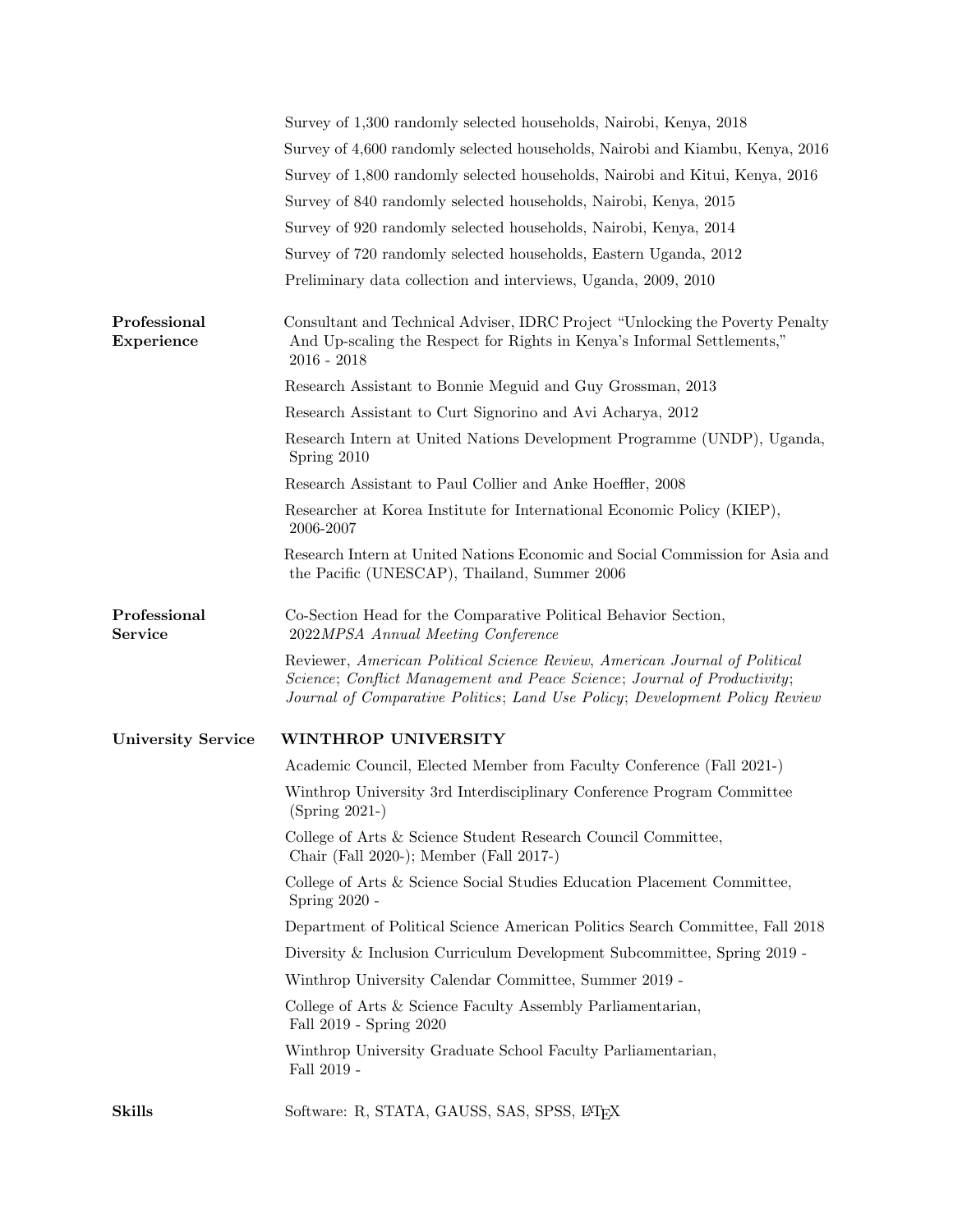Survey of 1,300 randomly selected households, Nairobi, Kenya, 2018

Survey of 4,600 randomly selected households, Nairobi and Kiambu, Kenya, 2016

Survey of 1,800 randomly selected households, Nairobi and Kitui, Kenya, 2016

Survey of 840 randomly selected households, Nairobi, Kenya, 2015

Survey of 920 randomly selected households, Nairobi, Kenya, 2014

Survey of 720 randomly selected households, Eastern Uganda, 2012

Preliminary data collection and interviews, Uganda, 2009, 2010

**Professional Experience**

Consultant and Technical Adviser, IDRC Project "Unlocking the Poverty Penalty And Up-scaling the Respect for Rights in Kenya's Informal Settlements," 2016 - 2018

Research Assistant to Bonnie Meguid and Guy Grossman, 2013

Research Assistant to Curt Signorino and Avi Acharya, 2012

Research Intern at United Nations Development Programme (UNDP), Uganda, Spring 2010

Research Assistant to Paul Collier and Anke Hoeffler, 2008

Researcher at Korea Institute for International Economic Policy (KIEP), 2006-2007

Research Intern at United Nations Economic and Social Commission for Asia and the Pacific (UNESCAP), Thailand, Summer 2006

**Professional Service**

Co-Section Head for the Comparative Political Behavior Section, 2022 *MPSA Annual Meeting Conference*

Reviewer, *American Political Science Review*, *American Journal of Political Science*; *Conflict Management and Peace Science*; *Journal of Productivity*; *Journal of Comparative Politics*; *Land Use Policy*; *Development Policy Review*

**University Service**

**WINTHROP UNIVERSITY**

Academic Council, Elected Member from Faculty Conference (Fall 2021-)

Winthrop University 3rd Interdisciplinary Conference Program Committee (Spring 2021-)

College of Arts & Science Student Research Council Committee, Chair (Fall 2020-); Member (Fall 2017-)

College of Arts & Science Social Studies Education Placement Committee, Spring 2020 -

Department of Political Science American Politics Search Committee, Fall 2018

Diversity & Inclusion Curriculum Development Subcommittee, Spring 2019 -

Winthrop University Calendar Committee, Summer 2019 -

College of Arts & Science Faculty Assembly Parliamentarian, Fall 2019 - Spring 2020

Winthrop University Graduate School Faculty Parliamentarian, Fall 2019 -

**Skills**

Software: R, STATA, GAUSS, SAS, SPSS, LaTeX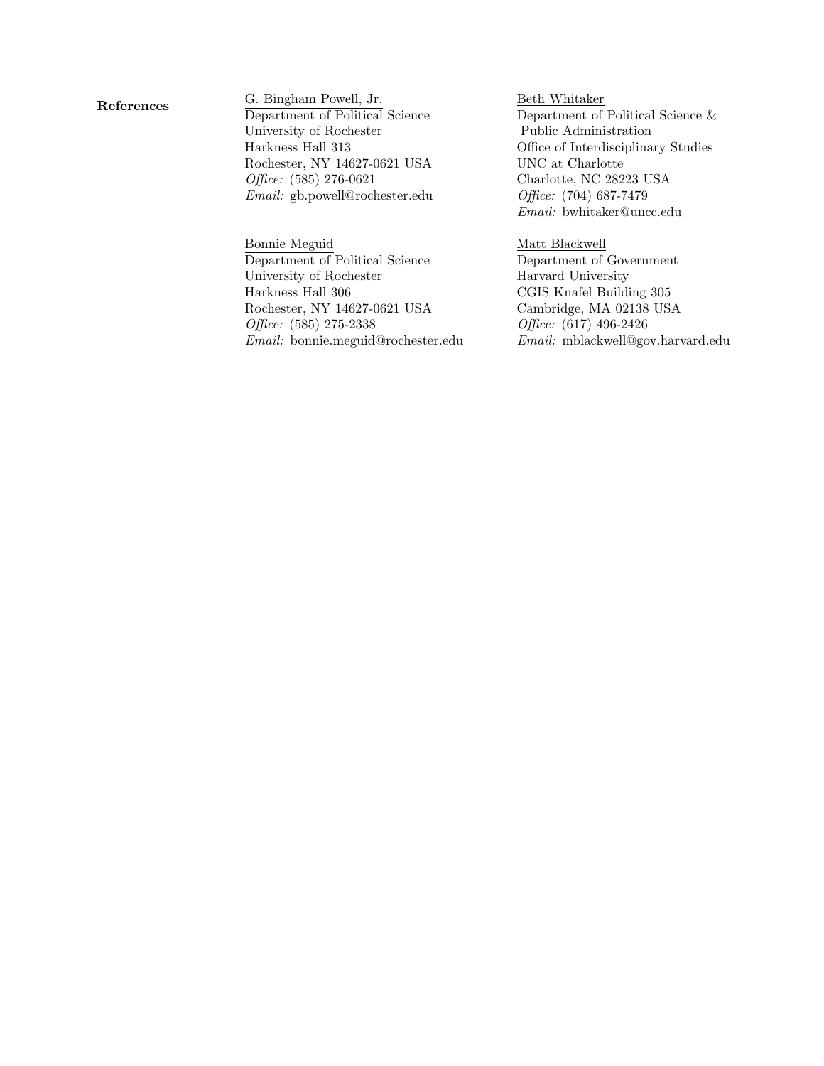**References**

G. Bingham Powell, Jr.
Department of Political Science
University of Rochester
Harkness Hall 313
Rochester, NY 14627-0621 USA
*Office:* (585) 276-0621
*Email:* gb.powell@rochester.edu

Beth Whitaker
Department of Political Science &
Public Administration
Office of Interdisciplinary Studies
UNC at Charlotte
Charlotte, NC 28223 USA
*Office:* (704) 687-7479
*Email:* bwhitaker@uncc.edu

Bonnie Meguid
Department of Political Science
University of Rochester
Harkness Hall 306
Rochester, NY 14627-0621 USA
*Office:* (585) 275-2338
*Email:* bonnie.meguid@rochester.edu

Matt Blackwell
Department of Government
Harvard University
CGIS Knafel Building 305
Cambridge, MA 02138 USA
*Office:* (617) 496-2426
*Email:* mblackwell@gov.harvard.edu